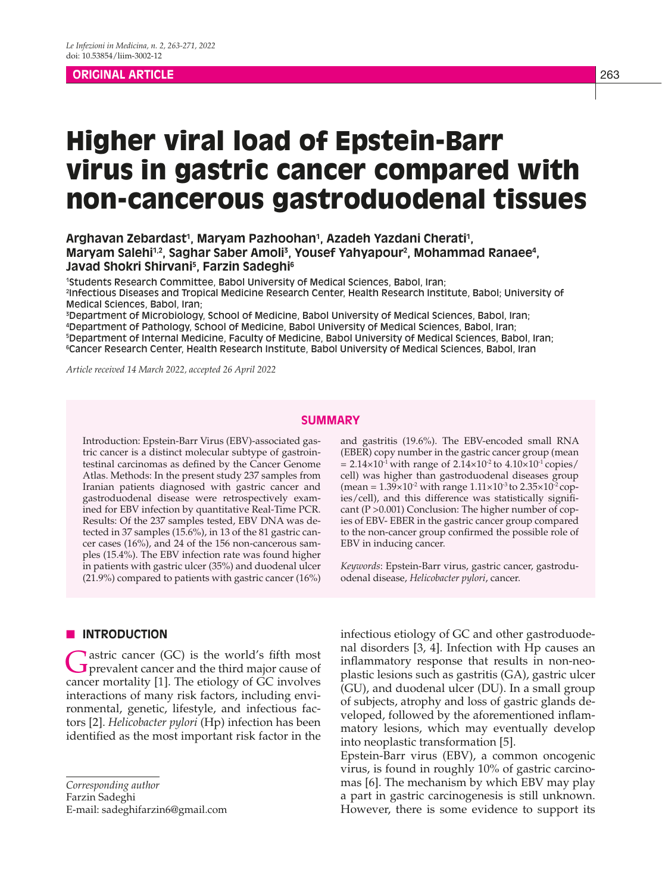ORIGINAL ARTICLE

# Higher viral load of Epstein-Barr virus in gastric cancer compared with non-cancerous gastroduodenal tissues

**Arghavan Zebardast[1], Maryam Pazhoohan[1], Azadeh Yazdani Cherati[1], Maryam Salehi[1,2], Saghar Saber Amoli[3], Yousef Yahyapour[2], Mohammad Ranaee[4], Javad Shokri Shirvani[5], Farzin Sadeghi[6]**

[1]Students Research Committee, Babol University of Medical Sciences, Babol, Iran;
[2]Infectious Diseases and Tropical Medicine Research Center, Health Research Institute, Babol; University of Medical Sciences, Babol, Iran;
[3]Department of Microbiology, School of Medicine, Babol University of Medical Sciences, Babol, Iran;
[4]Department of Pathology, School of Medicine, Babol University of Medical Sciences, Babol, Iran;
[5]Department of Internal Medicine, Faculty of Medicine, Babol University of Medical Sciences, Babol, Iran;
[6]Cancer Research Center, Health Research Institute, Babol University of Medical Sciences, Babol, Iran

*Article received 14 March 2022, accepted 26 April 2022*

## SUMMARY

Introduction: Epstein-Barr Virus (EBV)-associated gastric cancer is a distinct molecular subtype of gastrointestinal carcinomas as defined by the Cancer Genome Atlas. Methods: In the present study 237 samples from Iranian patients diagnosed with gastric cancer and gastroduodenal disease were retrospectively examined for EBV infection by quantitative Real-Time PCR. Results: Of the 237 samples tested, EBV DNA was detected in 37 samples (15.6%), in 13 of the 81 gastric cancer cases (16%), and 24 of the 156 non-cancerous samples (15.4%). The EBV infection rate was found higher in patients with gastric ulcer (35%) and duodenal ulcer (21.9%) compared to patients with gastric cancer (16%) and gastritis (19.6%). The EBV-encoded small RNA (EBER) copy number in the gastric cancer group (mean = $2.14\times10^{-1}$ with range of $2.14\times10^{-2}$ to $4.10\times10^{-1}$ copies/cell) was higher than gastroduodenal diseases group (mean = $1.39\times10^{-2}$ with range $1.11\times10^{-3}$ to $2.35\times10^{-2}$ copies/cell), and this difference was statistically significant (P >0.001) Conclusion: The higher number of copies of EBV- EBER in the gastric cancer group compared to the non-cancer group confirmed the possible role of EBV in inducing cancer.

*Keywords*: Epstein-Barr virus, gastric cancer, gastroduodenal disease, *Helicobacter pylori*, cancer.

## INTRODUCTION

Gastric cancer (GC) is the world's fifth most prevalent cancer and the third major cause of cancer mortality [1]. The etiology of GC involves interactions of many risk factors, including environmental, genetic, lifestyle, and infectious factors [2]. *Helicobacter pylori* (Hp) infection has been identified as the most important risk factor in the infectious etiology of GC and other gastroduodenal disorders [3, 4]. Infection with Hp causes an inflammatory response that results in non-neoplastic lesions such as gastritis (GA), gastric ulcer (GU), and duodenal ulcer (DU). In a small group of subjects, atrophy and loss of gastric glands developed, followed by the aforementioned inflammatory lesions, which may eventually develop into neoplastic transformation [5].

Epstein-Barr virus (EBV), a common oncogenic virus, is found in roughly 10% of gastric carcinomas [6]. The mechanism by which EBV may play a part in gastric carcinogenesis is still unknown. However, there is some evidence to support its

*Corresponding author*
Farzin Sadeghi
E-mail: sadeghifarzin6@gmail.com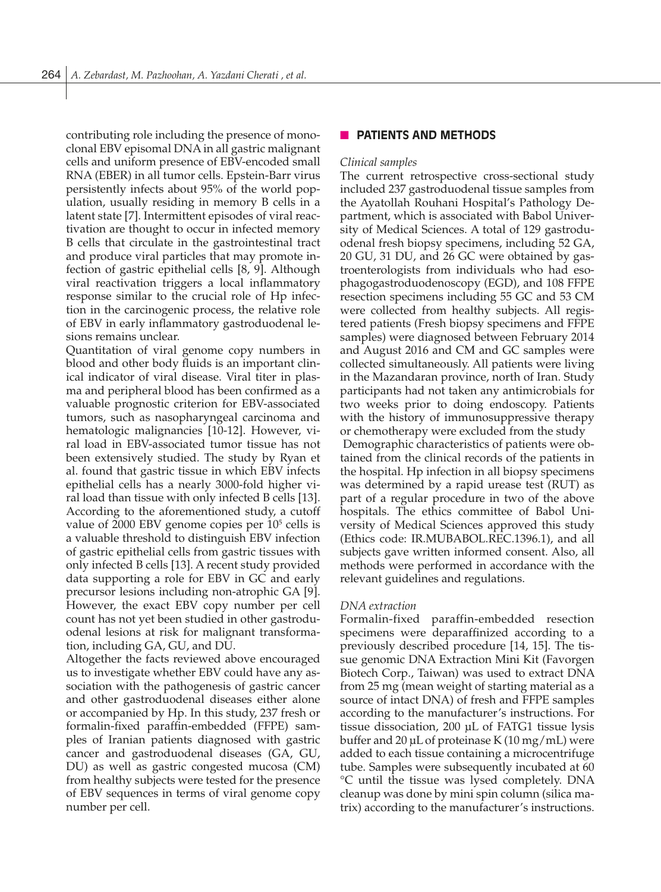contributing role including the presence of monoclonal EBV episomal DNA in all gastric malignant cells and uniform presence of EBV-encoded small RNA (EBER) in all tumor cells. Epstein-Barr virus persistently infects about 95% of the world population, usually residing in memory B cells in a latent state [7]. Intermittent episodes of viral reactivation are thought to occur in infected memory B cells that circulate in the gastrointestinal tract and produce viral particles that may promote infection of gastric epithelial cells [8, 9]. Although viral reactivation triggers a local inflammatory response similar to the crucial role of Hp infection in the carcinogenic process, the relative role of EBV in early inflammatory gastroduodenal lesions remains unclear.

Quantitation of viral genome copy numbers in blood and other body fluids is an important clinical indicator of viral disease. Viral titer in plasma and peripheral blood has been confirmed as a valuable prognostic criterion for EBV-associated tumors, such as nasopharyngeal carcinoma and hematologic malignancies [10-12]. However, viral load in EBV-associated tumor tissue has not been extensively studied. The study by Ryan et al. found that gastric tissue in which EBV infects epithelial cells has a nearly 3000-fold higher viral load than tissue with only infected B cells [13]. According to the aforementioned study, a cutoff value of 2000 EBV genome copies per $10^5$ cells is a valuable threshold to distinguish EBV infection of gastric epithelial cells from gastric tissues with only infected B cells [13]. A recent study provided data supporting a role for EBV in GC and early precursor lesions including non-atrophic GA [9]. However, the exact EBV copy number per cell count has not yet been studied in other gastroduodenal lesions at risk for malignant transformation, including GA, GU, and DU.

Altogether the facts reviewed above encouraged us to investigate whether EBV could have any association with the pathogenesis of gastric cancer and other gastroduodenal diseases either alone or accompanied by Hp. In this study, 237 fresh or formalin-fixed paraffin-embedded (FFPE) samples of Iranian patients diagnosed with gastric cancer and gastroduodenal diseases (GA, GU, DU) as well as gastric congested mucosa (CM) from healthy subjects were tested for the presence of EBV sequences in terms of viral genome copy number per cell.

## PATIENTS AND METHODS

### *Clinical samples*

The current retrospective cross-sectional study included 237 gastroduodenal tissue samples from the Ayatollah Rouhani Hospital's Pathology Department, which is associated with Babol University of Medical Sciences. A total of 129 gastroduodenal fresh biopsy specimens, including 52 GA, 20 GU, 31 DU, and 26 GC were obtained by gastroenterologists from individuals who had esophagogastroduodenoscopy (EGD), and 108 FFPE resection specimens including 55 GC and 53 CM were collected from healthy subjects. All registered patients (Fresh biopsy specimens and FFPE samples) were diagnosed between February 2014 and August 2016 and CM and GC samples were collected simultaneously. All patients were living in the Mazandaran province, north of Iran. Study participants had not taken any antimicrobials for two weeks prior to doing endoscopy. Patients with the history of immunosuppressive therapy or chemotherapy were excluded from the study

Demographic characteristics of patients were obtained from the clinical records of the patients in the hospital. Hp infection in all biopsy specimens was determined by a rapid urease test (RUT) as part of a regular procedure in two of the above hospitals. The ethics committee of Babol University of Medical Sciences approved this study (Ethics code: IR.MUBABOL.REC.1396.1), and all subjects gave written informed consent. Also, all methods were performed in accordance with the relevant guidelines and regulations.

### *DNA extraction*

Formalin-fixed paraffin-embedded resection specimens were deparaffinized according to a previously described procedure [14, 15]. The tissue genomic DNA Extraction Mini Kit (Favorgen Biotech Corp., Taiwan) was used to extract DNA from 25 mg (mean weight of starting material as a source of intact DNA) of fresh and FFPE samples according to the manufacturer's instructions. For tissue dissociation, 200 µL of FATG1 tissue lysis buffer and 20 µL of proteinase K (10 mg/mL) were added to each tissue containing a microcentrifuge tube. Samples were subsequently incubated at 60 °C until the tissue was lysed completely. DNA cleanup was done by mini spin column (silica matrix) according to the manufacturer's instructions.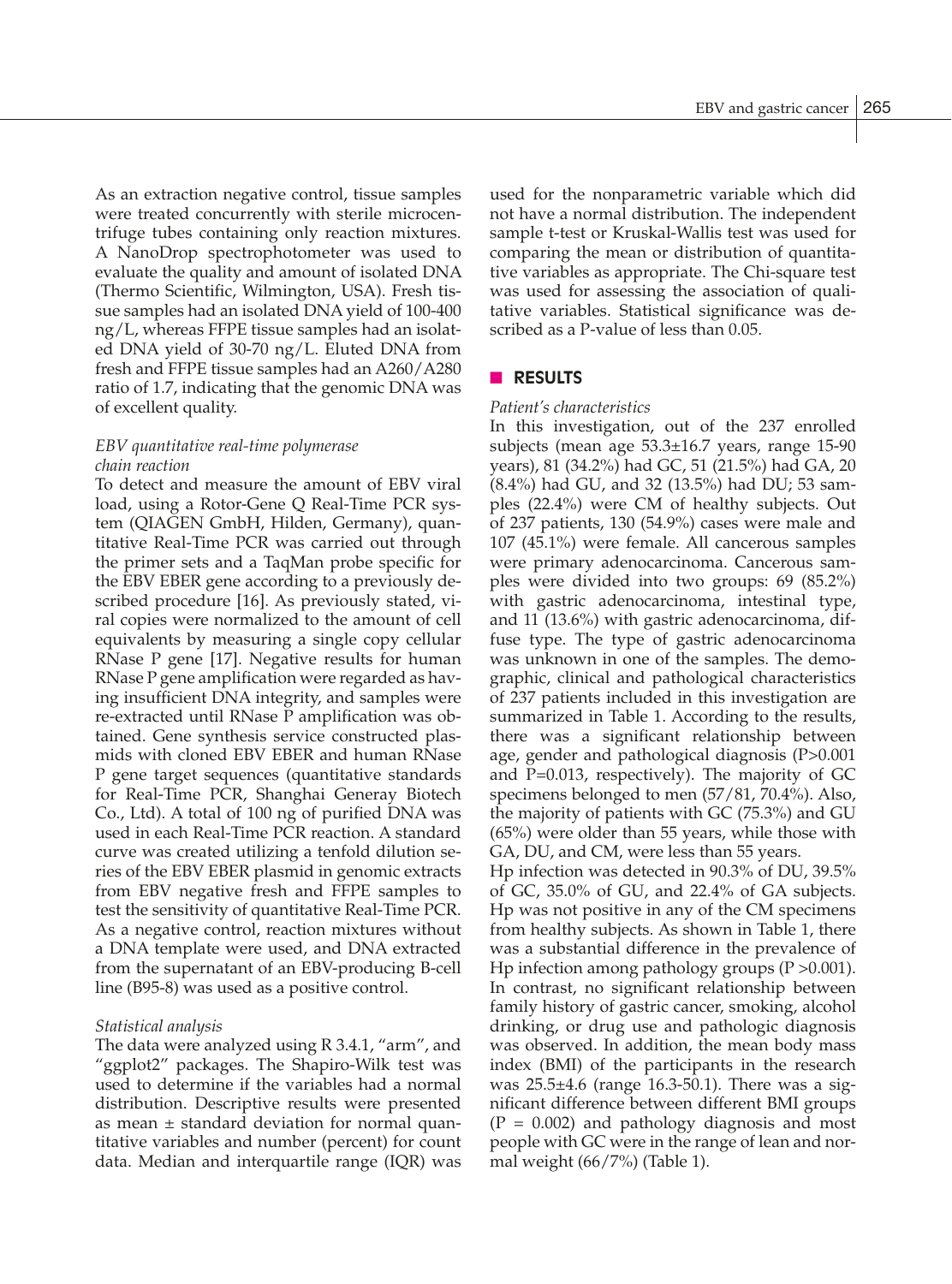As an extraction negative control, tissue samples were treated concurrently with sterile microcentrifuge tubes containing only reaction mixtures. A NanoDrop spectrophotometer was used to evaluate the quality and amount of isolated DNA (Thermo Scientific, Wilmington, USA). Fresh tissue samples had an isolated DNA yield of 100-400 ng/L, whereas FFPE tissue samples had an isolated DNA yield of 30-70 ng/L. Eluted DNA from fresh and FFPE tissue samples had an A260/A280 ratio of 1.7, indicating that the genomic DNA was of excellent quality.

### *EBV quantitative real-time polymerase chain reaction*

To detect and measure the amount of EBV viral load, using a Rotor-Gene Q Real-Time PCR system (QIAGEN GmbH, Hilden, Germany), quantitative Real-Time PCR was carried out through the primer sets and a TaqMan probe specific for the EBV EBER gene according to a previously described procedure [16]. As previously stated, viral copies were normalized to the amount of cell equivalents by measuring a single copy cellular RNase P gene [17]. Negative results for human RNase P gene amplification were regarded as having insufficient DNA integrity, and samples were re-extracted until RNase P amplification was obtained. Gene synthesis service constructed plasmids with cloned EBV EBER and human RNase P gene target sequences (quantitative standards for Real-Time PCR, Shanghai Generay Biotech Co., Ltd). A total of 100 ng of purified DNA was used in each Real-Time PCR reaction. A standard curve was created utilizing a tenfold dilution series of the EBV EBER plasmid in genomic extracts from EBV negative fresh and FFPE samples to test the sensitivity of quantitative Real-Time PCR. As a negative control, reaction mixtures without a DNA template were used, and DNA extracted from the supernatant of an EBV-producing B-cell line (B95-8) was used as a positive control.

### *Statistical analysis*

The data were analyzed using R 3.4.1, "arm", and "ggplot2" packages. The Shapiro-Wilk test was used to determine if the variables had a normal distribution. Descriptive results were presented as mean ± standard deviation for normal quantitative variables and number (percent) for count data. Median and interquartile range (IQR) was used for the nonparametric variable which did not have a normal distribution. The independent sample t-test or Kruskal-Wallis test was used for comparing the mean or distribution of quantitative variables as appropriate. The Chi-square test was used for assessing the association of qualitative variables. Statistical significance was described as a P-value of less than 0.05.

## RESULTS

### *Patient's characteristics*

In this investigation, out of the 237 enrolled subjects (mean age 53.3±16.7 years, range 15-90 years), 81 (34.2%) had GC, 51 (21.5%) had GA, 20 (8.4%) had GU, and 32 (13.5%) had DU; 53 samples (22.4%) were CM of healthy subjects. Out of 237 patients, 130 (54.9%) cases were male and 107 (45.1%) were female. All cancerous samples were primary adenocarcinoma. Cancerous samples were divided into two groups: 69 (85.2%) with gastric adenocarcinoma, intestinal type, and 11 (13.6%) with gastric adenocarcinoma, diffuse type. The type of gastric adenocarcinoma was unknown in one of the samples. The demographic, clinical and pathological characteristics of 237 patients included in this investigation are summarized in Table 1. According to the results, there was a significant relationship between age, gender and pathological diagnosis ($P>0.001$ and $P=0.013$, respectively). The majority of GC specimens belonged to men (57/81, 70.4%). Also, the majority of patients with GC (75.3%) and GU (65%) were older than 55 years, while those with GA, DU, and CM, were less than 55 years.

Hp infection was detected in 90.3% of DU, 39.5% of GC, 35.0% of GU, and 22.4% of GA subjects. Hp was not positive in any of the CM specimens from healthy subjects. As shown in Table 1, there was a substantial difference in the prevalence of Hp infection among pathology groups ($P >0.001$). In contrast, no significant relationship between family history of gastric cancer, smoking, alcohol drinking, or drug use and pathologic diagnosis was observed. In addition, the mean body mass index (BMI) of the participants in the research was 25.5±4.6 (range 16.3-50.1). There was a significant difference between different BMI groups ($P = 0.002$) and pathology diagnosis and most people with GC were in the range of lean and normal weight (66/7%) (Table 1).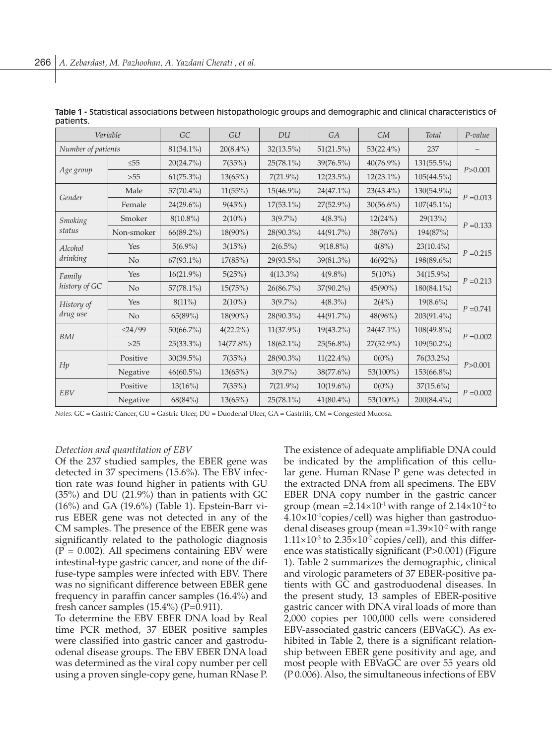**Table 1 -** Statistical associations between histopathologic groups and demographic and clinical characteristics of patients.

| *Variable* | | *GC* | *GU* | *DU* | *GA* | *CM* | *Total* | *P-value* |
|---|---|---|---|---|---|---|---|---|
| *Number of patients* | | 81(34.1%) | 20(8.4%) | 32(13.5%) | 51(21.5%) | 53(22.4%) | 237 | – |
| *Age group* | ≤55 | 20(24.7%) | 7(35%) | 25(78.1%) | 39(76.5%) | 40(76.9%) | 131(55.5%) | *P*>0.001 |
| | >55 | 61(75.3%) | 13(65%) | 7(21.9%) | 12(23.5%) | 12(23.1%) | 105(44.5%) | |
| *Gender* | Male | 57(70.4%) | 11(55%) | 15(46.9%) | 24(47.1%) | 23(43.4%) | 130(54.9%) | *P* =0.013 |
| | Female | 24(29.6%) | 9(45%) | 17(53.1%) | 27(52.9%) | 30(56.6%) | 107(45.1%) | |
| *Smoking status* | Smoker | 8(10.8%) | 2(10%) | 3(9.7%) | 4(8.3%) | 12(24%) | 29(13%) | *P* =0.133 |
| | Non-smoker | 66(89.2%) | 18(90%) | 28(90.3%) | 44(91.7%) | 38(76%) | 194(87%) | |
| *Alcohol drinking* | Yes | 5(6.9%) | 3(15%) | 2(6.5%) | 9(18.8%) | 4(8%) | 23(10.4%) | *P* =0.215 |
| | No | 67(93.1%) | 17(85%) | 29(93.5%) | 39(81.3%) | 46(92%) | 198(89.6%) | |
| *Family history of GC* | Yes | 16(21.9%) | 5(25%) | 4(13.3%) | 4(9.8%) | 5(10%) | 34(15.9%) | *P* =0.213 |
| | No | 57(78.1%) | 15(75%) | 26(86.7%) | 37(90.2%) | 45(90%) | 180(84.1%) | |
| *History of drug use* | Yes | 8(11%) | 2(10%) | 3(9.7%) | 4(8.3%) | 2(4%) | 19(8.6%) | *P* =0.741 |
| | No | 65(89%) | 18(90%) | 28(90.3%) | 44(91.7%) | 48(96%) | 203(91.4%) | |
| *BMI* | ≤24/99 | 50(66.7%) | 4(22.2%) | 11(37.9%) | 19(43.2%) | 24(47.1%) | 108(49.8%) | *P* =0.002 |
| | >25 | 25(33.3%) | 14(77.8%) | 18(62.1%) | 25(56.8%) | 27(52.9%) | 109(50.2%) | |
| *Hp* | Positive | 30(39.5%) | 7(35%) | 28(90.3%) | 11(22.4%) | 0(0%) | 76(33.2%) | *P*>0.001 |
| | Negative | 46(60.5%) | 13(65%) | 3(9.7%) | 38(77.6%) | 53(100%) | 153(66.8%) | |
| *EBV* | Positive | 13(16%) | 7(35%) | 7(21.9%) | 10(19.6%) | 0(0%) | 37(15.6%) | *P* =0.002 |
| | Negative | 68(84%) | 13(65%) | 25(78.1%) | 41(80.4%) | 53(100%) | 200(84.4%) | |

*Notes:* GC = Gastric Cancer, GU = Gastric Ulcer, DU = Duodenal Ulcer, GA = Gastritis, CM = Congested Mucosa.

*Detection and quantitation of EBV*

Of the 237 studied samples, the EBER gene was detected in 37 specimens (15.6%). The EBV infection rate was found higher in patients with GU (35%) and DU (21.9%) than in patients with GC (16%) and GA (19.6%) (Table 1). Epstein-Barr virus EBER gene was not detected in any of the CM samples. The presence of the EBER gene was significantly related to the pathologic diagnosis ($P = 0.002$). All specimens containing EBV were intestinal-type gastric cancer, and none of the diffuse-type samples were infected with EBV. There was no significant difference between EBER gene frequency in paraffin cancer samples (16.4%) and fresh cancer samples (15.4%) ($P=0.911$).

To determine the EBV EBER DNA load by Real time PCR method, 37 EBER positive samples were classified into gastric cancer and gastroduodenal disease groups. The EBV EBER DNA load was determined as the viral copy number per cell using a proven single-copy gene, human RNase P. The existence of adequate amplifiable DNA could be indicated by the amplification of this cellular gene. Human RNase P gene was detected in the extracted DNA from all specimens. The EBV EBER DNA copy number in the gastric cancer group (mean $=2.14\times10^{-1}$ with range of $2.14\times10^{-2}$ to $4.10\times10^{-1}$copies/cell) was higher than gastroduodenal diseases group (mean $=1.39\times10^{-2}$ with range $1.11\times10^{-3}$ to $2.35\times10^{-2}$ copies/cell), and this difference was statistically significant ($P>0.001$) (Figure 1). Table 2 summarizes the demographic, clinical and virologic parameters of 37 EBER-positive patients with GC and gastroduodenal diseases. In the present study, 13 samples of EBER-positive gastric cancer with DNA viral loads of more than 2,000 copies per 100,000 cells were considered EBV-associated gastric cancers (EBVaGC). As exhibited in Table 2, there is a significant relationship between EBER gene positivity and age, and most people with EBVaGC are over 55 years old (P 0.006). Also, the simultaneous infections of EBV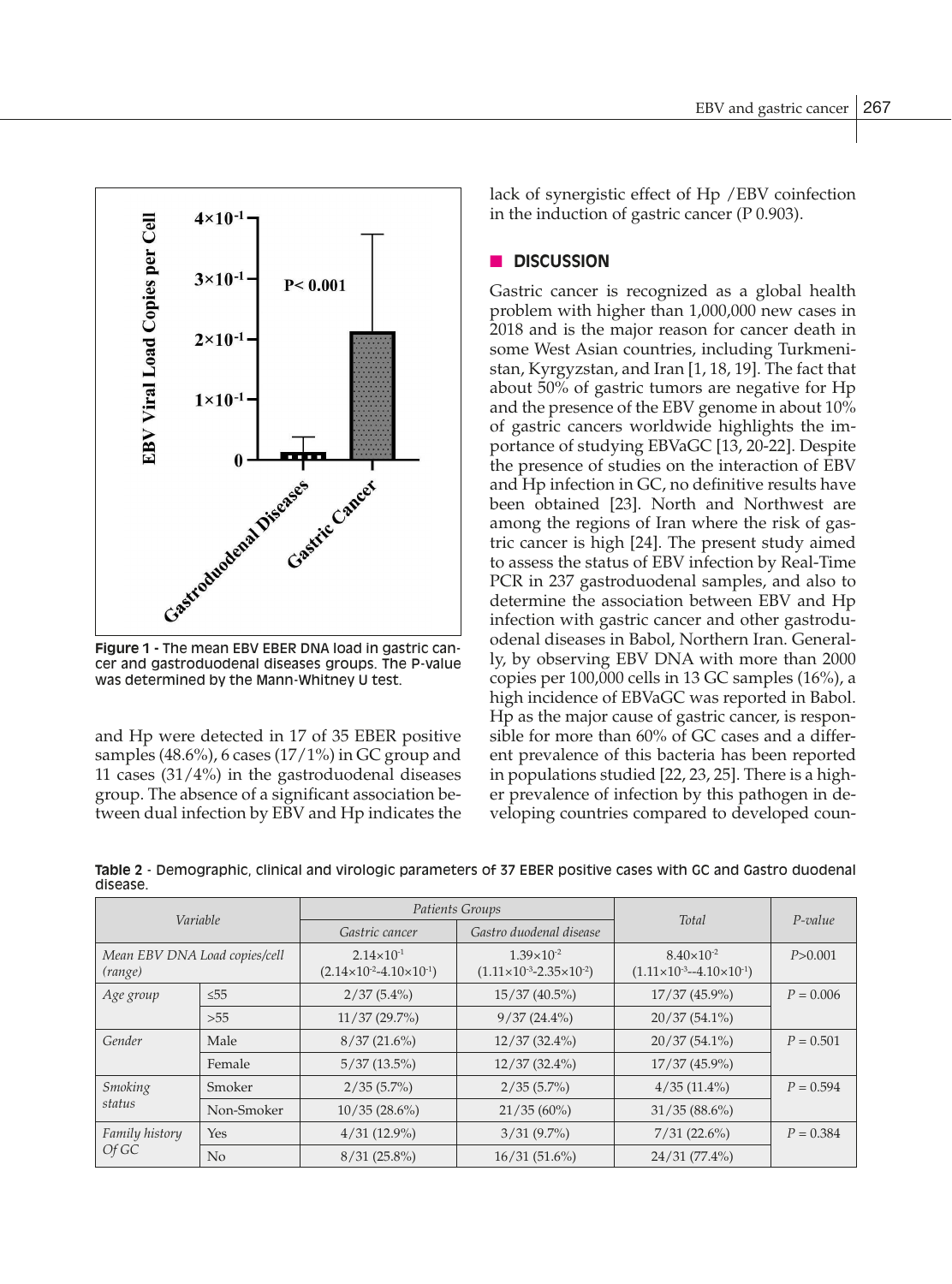Figure 1 - The mean EBV EBER DNA load in gastric cancer and gastroduodenal diseases groups. The P-value was determined by the Mann-Whitney U test.

and Hp were detected in 17 of 35 EBER positive samples (48.6%), 6 cases (17/1%) in GC group and 11 cases (31/4%) in the gastroduodenal diseases group. The absence of a significant association between dual infection by EBV and Hp indicates the lack of synergistic effect of Hp /EBV coinfection in the induction of gastric cancer (P 0.903).

## DISCUSSION

Gastric cancer is recognized as a global health problem with higher than 1,000,000 new cases in 2018 and is the major reason for cancer death in some West Asian countries, including Turkmenistan, Kyrgyzstan, and Iran [1, 18, 19]. The fact that about 50% of gastric tumors are negative for Hp and the presence of the EBV genome in about 10% of gastric cancers worldwide highlights the importance of studying EBVaGC [13, 20-22]. Despite the presence of studies on the interaction of EBV and Hp infection in GC, no definitive results have been obtained [23]. North and Northwest are among the regions of Iran where the risk of gastric cancer is high [24]. The present study aimed to assess the status of EBV infection by Real-Time PCR in 237 gastroduodenal samples, and also to determine the association between EBV and Hp infection with gastric cancer and other gastroduodenal diseases in Babol, Northern Iran. Generally, by observing EBV DNA with more than 2000 copies per 100,000 cells in 13 GC samples (16%), a high incidence of EBVaGC was reported in Babol. Hp as the major cause of gastric cancer, is responsible for more than 60% of GC cases and a different prevalence of this bacteria has been reported in populations studied [22, 23, 25]. There is a higher prevalence of infection by this pathogen in developing countries compared to developed coun-

**Table 2** - Demographic, clinical and virologic parameters of 37 EBER positive cases with GC and Gastro duodenal disease.

| *Variable* | | *Patients Groups* | | *Total* | *P-value* |
|---|---|---|---|---|---|
| | | *Gastric cancer* | *Gastro duodenal disease* | | |
| *Mean EBV DNA Load copies/cell (range)* | | $2.14\times10^{-1}$ ($2.14\times10^{-2}$-$4.10\times10^{-1}$) | $1.39\times10^{-2}$ ($1.11\times10^{-3}$-$2.35\times10^{-2}$) | $8.40\times10^{-2}$ ($1.11\times10^{-3}$--$4.10\times10^{-1}$) | *P*>0.001 |
| *Age group* | ≤55 | 2/37 (5.4%) | 15/37 (40.5%) | 17/37 (45.9%) | *P* = 0.006 |
| | >55 | 11/37 (29.7%) | 9/37 (24.4%) | 20/37 (54.1%) | |
| *Gender* | Male | 8/37 (21.6%) | 12/37 (32.4%) | 20/37 (54.1%) | *P* = 0.501 |
| | Female | 5/37 (13.5%) | 12/37 (32.4%) | 17/37 (45.9%) | |
| *Smoking status* | Smoker | 2/35 (5.7%) | 2/35 (5.7%) | 4/35 (11.4%) | *P* = 0.594 |
| | Non-Smoker | 10/35 (28.6%) | 21/35 (60%) | 31/35 (88.6%) | |
| *Family history Of GC* | Yes | 4/31 (12.9%) | 3/31 (9.7%) | 7/31 (22.6%) | *P* = 0.384 |
| | No | 8/31 (25.8%) | 16/31 (51.6%) | 24/31 (77.4%) | |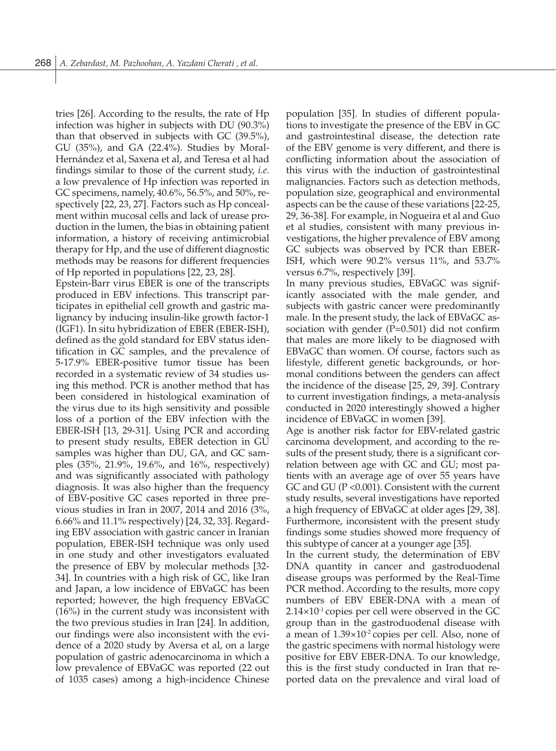tries [26]. According to the results, the rate of Hp infection was higher in subjects with DU (90.3%) than that observed in subjects with GC (39.5%), GU (35%), and GA (22.4%). Studies by Moral-Hernández et al, Saxena et al, and Teresa et al had findings similar to those of the current study, *i.e.* a low prevalence of Hp infection was reported in GC specimens, namely, 40.6%, 56.5%, and 50%, respectively [22, 23, 27]. Factors such as Hp concealment within mucosal cells and lack of urease production in the lumen, the bias in obtaining patient information, a history of receiving antimicrobial therapy for Hp, and the use of different diagnostic methods may be reasons for different frequencies of Hp reported in populations [22, 23, 28].

Epstein-Barr virus EBER is one of the transcripts produced in EBV infections. This transcript participates in epithelial cell growth and gastric malignancy by inducing insulin-like growth factor-1 (IGF1). In situ hybridization of EBER (EBER-ISH), defined as the gold standard for EBV status identification in GC samples, and the prevalence of 5-17.9% EBER-positive tumor tissue has been recorded in a systematic review of 34 studies using this method. PCR is another method that has been considered in histological examination of the virus due to its high sensitivity and possible loss of a portion of the EBV infection with the EBER-ISH [13, 29-31]. Using PCR and according to present study results, EBER detection in GU samples was higher than DU, GA, and GC samples (35%, 21.9%, 19.6%, and 16%, respectively) and was significantly associated with pathology diagnosis. It was also higher than the frequency of EBV-positive GC cases reported in three previous studies in Iran in 2007, 2014 and 2016 (3%, 6.66% and 11.1% respectively) [24, 32, 33]. Regarding EBV association with gastric cancer in Iranian population, EBER-ISH technique was only used in one study and other investigators evaluated the presence of EBV by molecular methods [32-34]. In countries with a high risk of GC, like Iran and Japan, a low incidence of EBVaGC has been reported; however, the high frequency EBVaGC (16%) in the current study was inconsistent with the two previous studies in Iran [24]. In addition, our findings were also inconsistent with the evidence of a 2020 study by Aversa et al, on a large population of gastric adenocarcinoma in which a low prevalence of EBVaGC was reported (22 out of 1035 cases) among a high-incidence Chinese population [35]. In studies of different populations to investigate the presence of the EBV in GC and gastrointestinal disease, the detection rate of the EBV genome is very different, and there is conflicting information about the association of this virus with the induction of gastrointestinal malignancies. Factors such as detection methods, population size, geographical and environmental aspects can be the cause of these variations [22-25, 29, 36-38]. For example, in Nogueira et al and Guo et al studies, consistent with many previous investigations, the higher prevalence of EBV among GC subjects was observed by PCR than EBER-ISH, which were 90.2% versus 11%, and 53.7% versus 6.7%, respectively [39].

In many previous studies, EBVaGC was significantly associated with the male gender, and subjects with gastric cancer were predominantly male. In the present study, the lack of EBVaGC association with gender ($P=0.501$) did not confirm that males are more likely to be diagnosed with EBVaGC than women. Of course, factors such as lifestyle, different genetic backgrounds, or hormonal conditions between the genders can affect the incidence of the disease [25, 29, 39]. Contrary to current investigation findings, a meta-analysis conducted in 2020 interestingly showed a higher incidence of EBVaGC in women [39].

Age is another risk factor for EBV-related gastric carcinoma development, and according to the results of the present study, there is a significant correlation between age with GC and GU; most patients with an average age of over 55 years have GC and GU ($P<0.001$). Consistent with the current study results, several investigations have reported a high frequency of EBVaGC at older ages [29, 38]. Furthermore, inconsistent with the present study findings some studies showed more frequency of this subtype of cancer at a younger age [35].

In the current study, the determination of EBV DNA quantity in cancer and gastroduodenal disease groups was performed by the Real-Time PCR method. According to the results, more copy numbers of EBV EBER-DNA with a mean of $2.14\times10^{-1}$ copies per cell were observed in the GC group than in the gastroduodenal disease with a mean of $1.39\times10^{-2}$ copies per cell. Also, none of the gastric specimens with normal histology were positive for EBV EBER-DNA. To our knowledge, this is the first study conducted in Iran that reported data on the prevalence and viral load of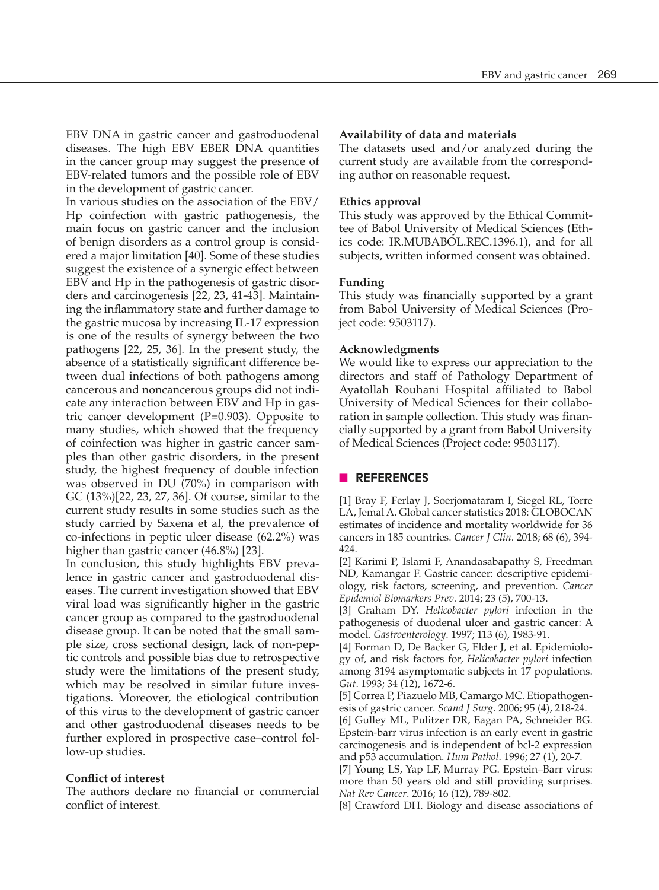EBV DNA in gastric cancer and gastroduodenal diseases. The high EBV EBER DNA quantities in the cancer group may suggest the presence of EBV-related tumors and the possible role of EBV in the development of gastric cancer.

In various studies on the association of the EBV/Hp coinfection with gastric pathogenesis, the main focus on gastric cancer and the inclusion of benign disorders as a control group is considered a major limitation [40]. Some of these studies suggest the existence of a synergic effect between EBV and Hp in the pathogenesis of gastric disorders and carcinogenesis [22, 23, 41-43]. Maintaining the inflammatory state and further damage to the gastric mucosa by increasing IL-17 expression is one of the results of synergy between the two pathogens [22, 25, 36]. In the present study, the absence of a statistically significant difference between dual infections of both pathogens among cancerous and noncancerous groups did not indicate any interaction between EBV and Hp in gastric cancer development (P=0.903). Opposite to many studies, which showed that the frequency of coinfection was higher in gastric cancer samples than other gastric disorders, in the present study, the highest frequency of double infection was observed in DU (70%) in comparison with GC (13%)[22, 23, 27, 36]. Of course, similar to the current study results in some studies such as the study carried by Saxena et al, the prevalence of co-infections in peptic ulcer disease (62.2%) was higher than gastric cancer (46.8%) [23].

In conclusion, this study highlights EBV prevalence in gastric cancer and gastroduodenal diseases. The current investigation showed that EBV viral load was significantly higher in the gastric cancer group as compared to the gastroduodenal disease group. It can be noted that the small sample size, cross sectional design, lack of non-peptic controls and possible bias due to retrospective study were the limitations of the present study, which may be resolved in similar future investigations. Moreover, the etiological contribution of this virus to the development of gastric cancer and other gastroduodenal diseases needs to be further explored in prospective case–control follow-up studies.

**Conflict of interest**

The authors declare no financial or commercial conflict of interest.

**Availability of data and materials**

The datasets used and/or analyzed during the current study are available from the corresponding author on reasonable request.

**Ethics approval**

This study was approved by the Ethical Committee of Babol University of Medical Sciences (Ethics code: IR.MUBABOL.REC.1396.1), and for all subjects, written informed consent was obtained.

**Funding**

This study was financially supported by a grant from Babol University of Medical Sciences (Project code: 9503117).

**Acknowledgments**

We would like to express our appreciation to the directors and staff of Pathology Department of Ayatollah Rouhani Hospital affiliated to Babol University of Medical Sciences for their collaboration in sample collection. This study was financially supported by a grant from Babol University of Medical Sciences (Project code: 9503117).

## REFERENCES

[1] Bray F, Ferlay J, Soerjomataram I, Siegel RL, Torre LA, Jemal A. Global cancer statistics 2018: GLOBOCAN estimates of incidence and mortality worldwide for 36 cancers in 185 countries. *Cancer J Clin*. 2018; 68 (6), 394-424.

[2] Karimi P, Islami F, Anandasabapathy S, Freedman ND, Kamangar F. Gastric cancer: descriptive epidemiology, risk factors, screening, and prevention. *Cancer Epidemiol Biomarkers Prev*. 2014; 23 (5), 700-13.

[3] Graham DY. *Helicobacter pylori* infection in the pathogenesis of duodenal ulcer and gastric cancer: A model. *Gastroenterology*. 1997; 113 (6), 1983-91.

[4] Forman D, De Backer G, Elder J, et al. Epidemiology of, and risk factors for, *Helicobacter pylori* infection among 3194 asymptomatic subjects in 17 populations. *Gut*. 1993; 34 (12), 1672-6.

[5] Correa P, Piazuelo MB, Camargo MC. Etiopathogenesis of gastric cancer. *Scand J Surg*. 2006; 95 (4), 218-24.

[6] Gulley ML, Pulitzer DR, Eagan PA, Schneider BG. Epstein-barr virus infection is an early event in gastric carcinogenesis and is independent of bcl-2 expression and p53 accumulation. *Hum Pathol*. 1996; 27 (1), 20-7.

[7] Young LS, Yap LF, Murray PG. Epstein–Barr virus: more than 50 years old and still providing surprises. *Nat Rev Cancer*. 2016; 16 (12), 789-802.

[8] Crawford DH. Biology and disease associations of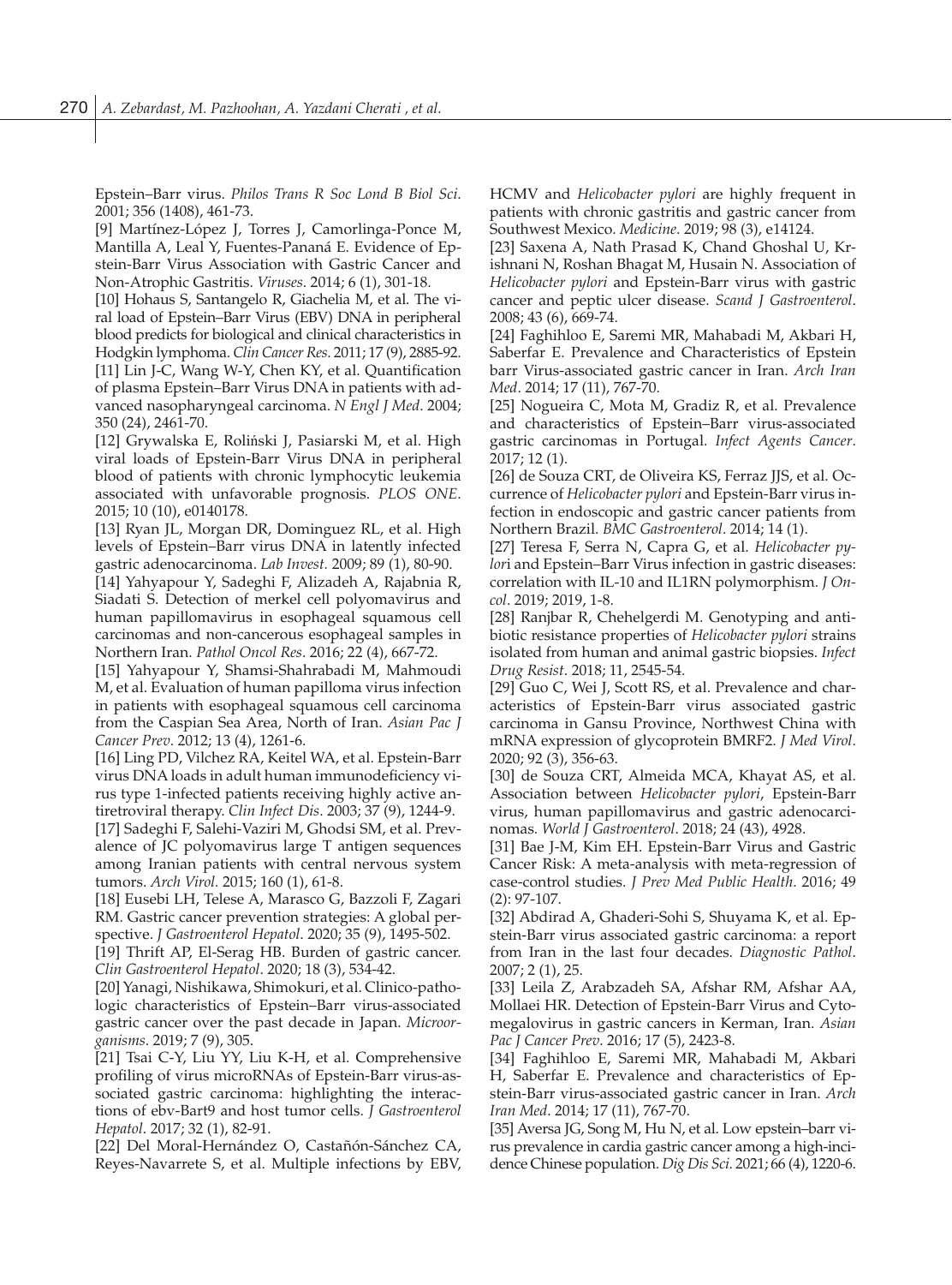Epstein–Barr virus. *Philos Trans R Soc Lond B Biol Sci*. 2001; 356 (1408), 461-73.

[9] Martínez-López J, Torres J, Camorlinga-Ponce M, Mantilla A, Leal Y, Fuentes-Pananá E. Evidence of Epstein-Barr Virus Association with Gastric Cancer and Non-Atrophic Gastritis. *Viruses*. 2014; 6 (1), 301-18.

[10] Hohaus S, Santangelo R, Giachelia M, et al. The viral load of Epstein–Barr Virus (EBV) DNA in peripheral blood predicts for biological and clinical characteristics in Hodgkin lymphoma. *Clin Cancer Res*. 2011; 17 (9), 2885-92.

[11] Lin J-C, Wang W-Y, Chen KY, et al. Quantification of plasma Epstein–Barr Virus DNA in patients with advanced nasopharyngeal carcinoma. *N Engl J Med*. 2004; 350 (24), 2461-70.

[12] Grywalska E, Roliński J, Pasiarski M, et al. High viral loads of Epstein-Barr Virus DNA in peripheral blood of patients with chronic lymphocytic leukemia associated with unfavorable prognosis. *PLOS ONE*. 2015; 10 (10), e0140178.

[13] Ryan JL, Morgan DR, Dominguez RL, et al. High levels of Epstein–Barr virus DNA in latently infected gastric adenocarcinoma. *Lab Invest.* 2009; 89 (1), 80-90.

[14] Yahyapour Y, Sadeghi F, Alizadeh A, Rajabnia R, Siadati S. Detection of merkel cell polyomavirus and human papillomavirus in esophageal squamous cell carcinomas and non-cancerous esophageal samples in Northern Iran. *Pathol Oncol Res*. 2016; 22 (4), 667-72.

[15] Yahyapour Y, Shamsi-Shahrabadi M, Mahmoudi M, et al. Evaluation of human papilloma virus infection in patients with esophageal squamous cell carcinoma from the Caspian Sea Area, North of Iran. *Asian Pac J Cancer Prev*. 2012; 13 (4), 1261-6.

[16] Ling PD, Vilchez RA, Keitel WA, et al. Epstein-Barr virus DNA loads in adult human immunodeficiency virus type 1-infected patients receiving highly active antiretroviral therapy. *Clin Infect Dis*. 2003; 37 (9), 1244-9.

[17] Sadeghi F, Salehi-Vaziri M, Ghodsi SM, et al. Prevalence of JC polyomavirus large T antigen sequences among Iranian patients with central nervous system tumors. *Arch Virol.* 2015; 160 (1), 61-8.

[18] Eusebi LH, Telese A, Marasco G, Bazzoli F, Zagari RM. Gastric cancer prevention strategies: A global perspective. *J Gastroenterol Hepatol*. 2020; 35 (9), 1495-502.

[19] Thrift AP, El-Serag HB. Burden of gastric cancer. *Clin Gastroenterol Hepatol*. 2020; 18 (3), 534-42.

[20] Yanagi, Nishikawa, Shimokuri, et al. Clinico-pathologic characteristics of Epstein–Barr virus-associated gastric cancer over the past decade in Japan. *Microorganisms*. 2019; 7 (9), 305.

[21] Tsai C-Y, Liu YY, Liu K-H, et al. Comprehensive profiling of virus microRNAs of Epstein-Barr virus-associated gastric carcinoma: highlighting the interactions of ebv-Bart9 and host tumor cells. *J Gastroenterol Hepatol*. 2017; 32 (1), 82-91.

[22] Del Moral-Hernández O, Castañón-Sánchez CA, Reyes-Navarrete S, et al. Multiple infections by EBV, HCMV and *Helicobacter pylori* are highly frequent in patients with chronic gastritis and gastric cancer from Southwest Mexico. *Medicine*. 2019; 98 (3), e14124.

[23] Saxena A, Nath Prasad K, Chand Ghoshal U, Krishnani N, Roshan Bhagat M, Husain N. Association of *Helicobacter pylori* and Epstein-Barr virus with gastric cancer and peptic ulcer disease. *Scand J Gastroenterol*. 2008; 43 (6), 669-74.

[24] Faghihloo E, Saremi MR, Mahabadi M, Akbari H, Saberfar E. Prevalence and Characteristics of Epstein barr Virus-associated gastric cancer in Iran. *Arch Iran Med*. 2014; 17 (11), 767-70.

[25] Nogueira C, Mota M, Gradiz R, et al. Prevalence and characteristics of Epstein–Barr virus-associated gastric carcinomas in Portugal. *Infect Agents Cancer*. 2017; 12 (1).

[26] de Souza CRT, de Oliveira KS, Ferraz JJS, et al. Occurrence of *Helicobacter pylori* and Epstein-Barr virus infection in endoscopic and gastric cancer patients from Northern Brazil. *BMC Gastroenterol*. 2014; 14 (1).

[27] Teresa F, Serra N, Capra G, et al. *Helicobacter pylori* and Epstein–Barr Virus infection in gastric diseases: correlation with IL-10 and IL1RN polymorphism. *J Oncol*. 2019; 2019, 1-8.

[28] Ranjbar R, Chehelgerdi M. Genotyping and antibiotic resistance properties of *Helicobacter pylori* strains isolated from human and animal gastric biopsies. *Infect Drug Resist*. 2018; 11, 2545-54.

[29] Guo C, Wei J, Scott RS, et al. Prevalence and characteristics of Epstein-Barr virus associated gastric carcinoma in Gansu Province, Northwest China with mRNA expression of glycoprotein BMRF2. *J Med Virol*. 2020; 92 (3), 356-63.

[30] de Souza CRT, Almeida MCA, Khayat AS, et al. Association between *Helicobacter pylori*, Epstein-Barr virus, human papillomavirus and gastric adenocarcinomas. *World J Gastroenterol*. 2018; 24 (43), 4928.

[31] Bae J-M, Kim EH. Epstein-Barr Virus and Gastric Cancer Risk: A meta-analysis with meta-regression of case-control studies. *J Prev Med Public Health*. 2016; 49 (2): 97-107.

[32] Abdirad A, Ghaderi-Sohi S, Shuyama K, et al. Epstein-Barr virus associated gastric carcinoma: a report from Iran in the last four decades. *Diagnostic Pathol*. 2007; 2 (1), 25.

[33] Leila Z, Arabzadeh SA, Afshar RM, Afshar AA, Mollaei HR. Detection of Epstein-Barr Virus and Cytomegalovirus in gastric cancers in Kerman, Iran. *Asian Pac J Cancer Prev*. 2016; 17 (5), 2423-8.

[34] Faghihloo E, Saremi MR, Mahabadi M, Akbari H, Saberfar E. Prevalence and characteristics of Epstein-Barr virus-associated gastric cancer in Iran. *Arch Iran Med*. 2014; 17 (11), 767-70.

[35] Aversa JG, Song M, Hu N, et al. Low epstein–barr virus prevalence in cardia gastric cancer among a high-incidence Chinese population. *Dig Dis Sci*. 2021; 66 (4), 1220-6.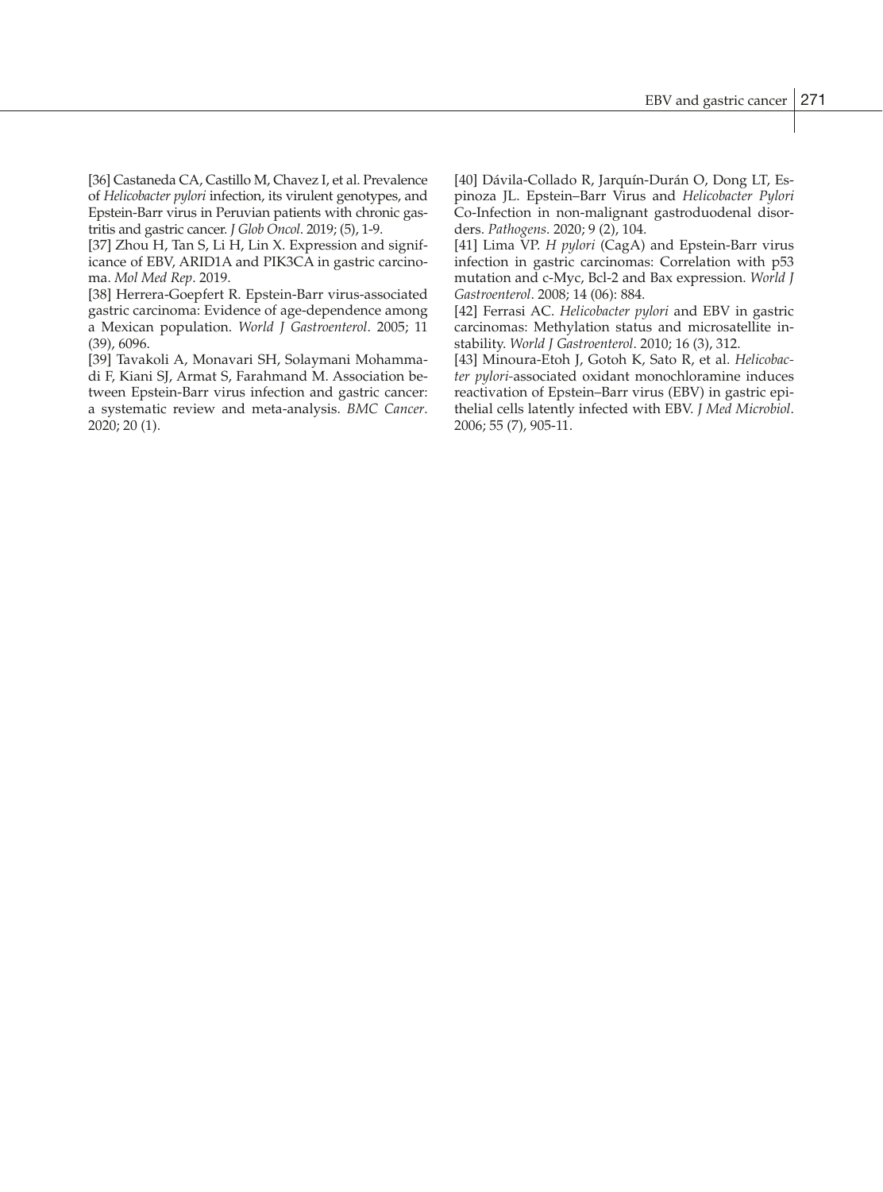[36] Castaneda CA, Castillo M, Chavez I, et al. Prevalence of *Helicobacter pylori* infection, its virulent genotypes, and Epstein-Barr virus in Peruvian patients with chronic gastritis and gastric cancer. *J Glob Oncol*. 2019; (5), 1-9.

[37] Zhou H, Tan S, Li H, Lin X. Expression and significance of EBV, ARID1A and PIK3CA in gastric carcinoma. *Mol Med Rep*. 2019.

[38] Herrera-Goepfert R. Epstein-Barr virus-associated gastric carcinoma: Evidence of age-dependence among a Mexican population. *World J Gastroenterol*. 2005; 11 (39), 6096.

[39] Tavakoli A, Monavari SH, Solaymani Mohammadi F, Kiani SJ, Armat S, Farahmand M. Association between Epstein-Barr virus infection and gastric cancer: a systematic review and meta-analysis. *BMC Cancer*. 2020; 20 (1).

[40] Dávila-Collado R, Jarquín-Durán O, Dong LT, Espinoza JL. Epstein–Barr Virus and *Helicobacter Pylori* Co-Infection in non-malignant gastroduodenal disorders. *Pathogens*. 2020; 9 (2), 104.

[41] Lima VP. *H pylori* (CagA) and Epstein-Barr virus infection in gastric carcinomas: Correlation with p53 mutation and c-Myc, Bcl-2 and Bax expression. *World J Gastroenterol*. 2008; 14 (06): 884.

[42] Ferrasi AC. *Helicobacter pylori* and EBV in gastric carcinomas: Methylation status and microsatellite instability. *World J Gastroenterol*. 2010; 16 (3), 312.

[43] Minoura-Etoh J, Gotoh K, Sato R, et al. *Helicobacter pylori*-associated oxidant monochloramine induces reactivation of Epstein–Barr virus (EBV) in gastric epithelial cells latently infected with EBV. *J Med Microbiol*. 2006; 55 (7), 905-11.